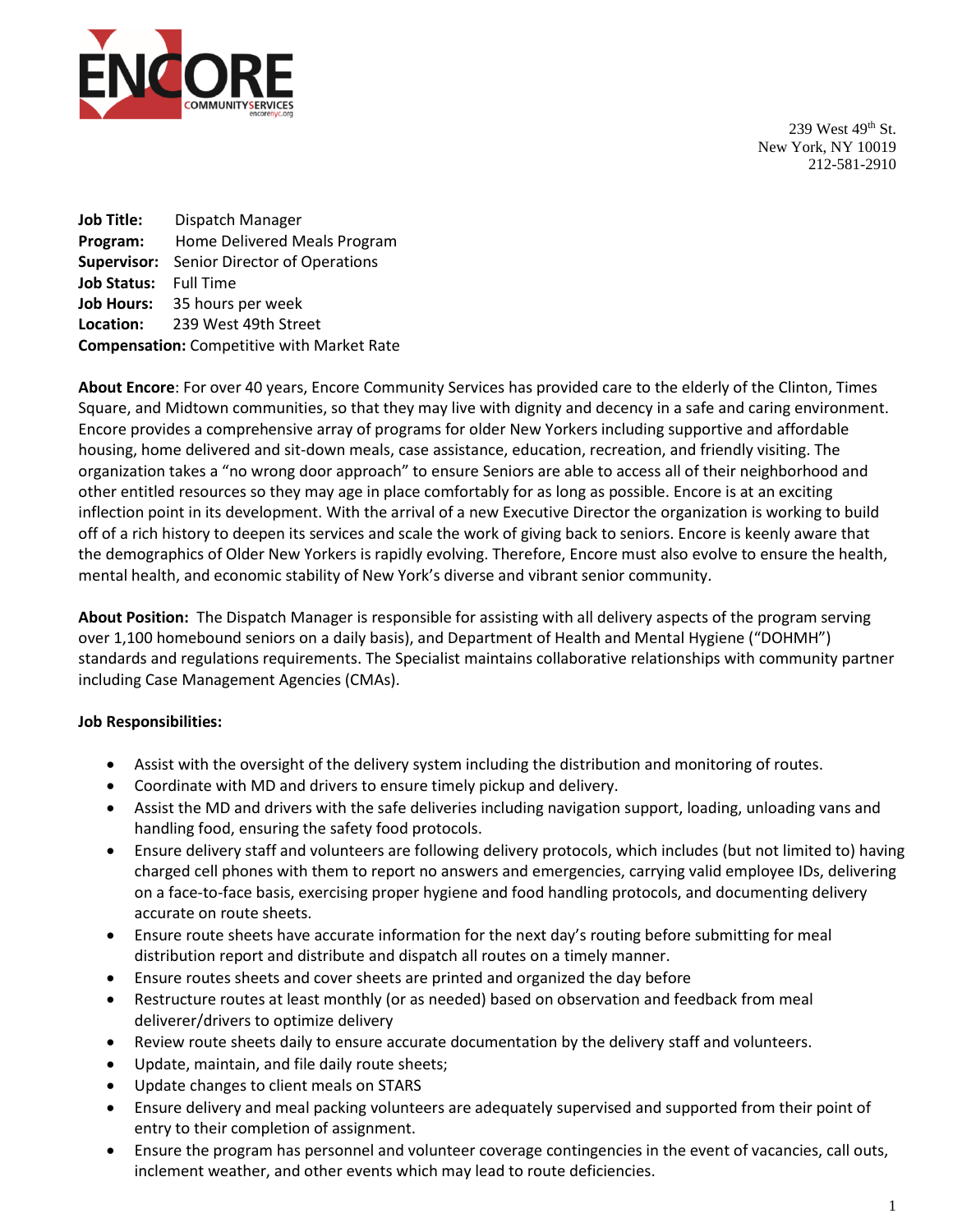239 West 49th St.
New York, NY 10019
212-581-2910

**Job Title:** Dispatch Manager
**Program:** Home Delivered Meals Program
**Supervisor:** Senior Director of Operations
**Job Status:** Full Time
**Job Hours:** 35 hours per week
**Location:** 239 West 49th Street
**Compensation:** Competitive with Market Rate

**About Encore**: For over 40 years, Encore Community Services has provided care to the elderly of the Clinton, Times Square, and Midtown communities, so that they may live with dignity and decency in a safe and caring environment. Encore provides a comprehensive array of programs for older New Yorkers including supportive and affordable housing, home delivered and sit-down meals, case assistance, education, recreation, and friendly visiting. The organization takes a "no wrong door approach" to ensure Seniors are able to access all of their neighborhood and other entitled resources so they may age in place comfortably for as long as possible. Encore is at an exciting inflection point in its development. With the arrival of a new Executive Director the organization is working to build off of a rich history to deepen its services and scale the work of giving back to seniors. Encore is keenly aware that the demographics of Older New Yorkers is rapidly evolving. Therefore, Encore must also evolve to ensure the health, mental health, and economic stability of New York's diverse and vibrant senior community.

**About Position:** The Dispatch Manager is responsible for assisting with all delivery aspects of the program serving over 1,100 homebound seniors on a daily basis), and Department of Health and Mental Hygiene ("DOHMH") standards and regulations requirements. The Specialist maintains collaborative relationships with community partner including Case Management Agencies (CMAs).

**Job Responsibilities:**

- Assist with the oversight of the delivery system including the distribution and monitoring of routes.
- Coordinate with MD and drivers to ensure timely pickup and delivery.
- Assist the MD and drivers with the safe deliveries including navigation support, loading, unloading vans and handling food, ensuring the safety food protocols.
- Ensure delivery staff and volunteers are following delivery protocols, which includes (but not limited to) having charged cell phones with them to report no answers and emergencies, carrying valid employee IDs, delivering on a face-to-face basis, exercising proper hygiene and food handling protocols, and documenting delivery accurate on route sheets.
- Ensure route sheets have accurate information for the next day's routing before submitting for meal distribution report and distribute and dispatch all routes on a timely manner.
- Ensure routes sheets and cover sheets are printed and organized the day before
- Restructure routes at least monthly (or as needed) based on observation and feedback from meal deliverer/drivers to optimize delivery
- Review route sheets daily to ensure accurate documentation by the delivery staff and volunteers.
- Update, maintain, and file daily route sheets;
- Update changes to client meals on STARS
- Ensure delivery and meal packing volunteers are adequately supervised and supported from their point of entry to their completion of assignment.
- Ensure the program has personnel and volunteer coverage contingencies in the event of vacancies, call outs, inclement weather, and other events which may lead to route deficiencies.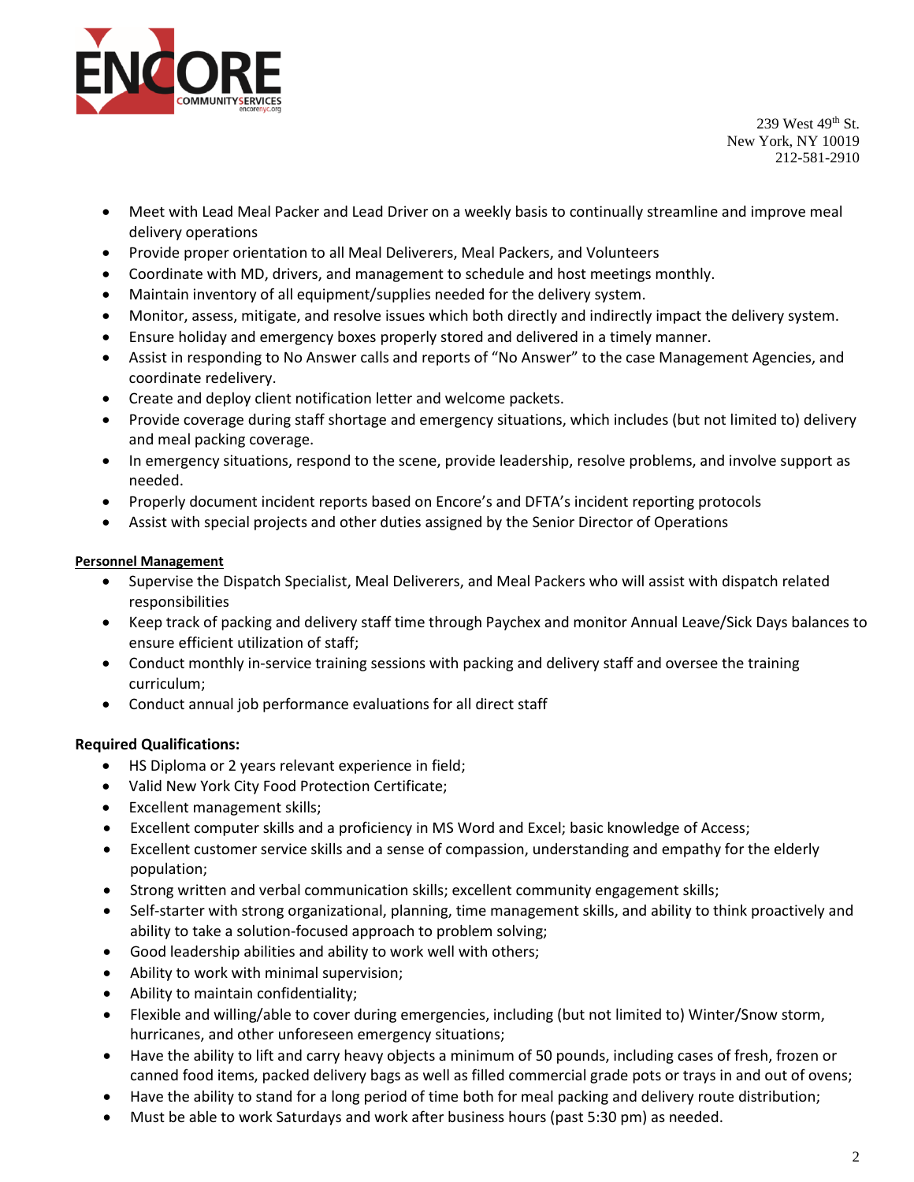- Meet with Lead Meal Packer and Lead Driver on a weekly basis to continually streamline and improve meal delivery operations
- Provide proper orientation to all Meal Deliverers, Meal Packers, and Volunteers
- Coordinate with MD, drivers, and management to schedule and host meetings monthly.
- Maintain inventory of all equipment/supplies needed for the delivery system.
- Monitor, assess, mitigate, and resolve issues which both directly and indirectly impact the delivery system.
- Ensure holiday and emergency boxes properly stored and delivered in a timely manner.
- Assist in responding to No Answer calls and reports of "No Answer" to the case Management Agencies, and coordinate redelivery.
- Create and deploy client notification letter and welcome packets.
- Provide coverage during staff shortage and emergency situations, which includes (but not limited to) delivery and meal packing coverage.
- In emergency situations, respond to the scene, provide leadership, resolve problems, and involve support as needed.
- Properly document incident reports based on Encore's and DFTA's incident reporting protocols
- Assist with special projects and other duties assigned by the Senior Director of Operations

**Personnel Management**

- Supervise the Dispatch Specialist, Meal Deliverers, and Meal Packers who will assist with dispatch related responsibilities
- Keep track of packing and delivery staff time through Paychex and monitor Annual Leave/Sick Days balances to ensure efficient utilization of staff;
- Conduct monthly in-service training sessions with packing and delivery staff and oversee the training curriculum;
- Conduct annual job performance evaluations for all direct staff

**Required Qualifications:**

- HS Diploma or 2 years relevant experience in field;
- Valid New York City Food Protection Certificate;
- Excellent management skills;
- Excellent computer skills and a proficiency in MS Word and Excel; basic knowledge of Access;
- Excellent customer service skills and a sense of compassion, understanding and empathy for the elderly population;
- Strong written and verbal communication skills; excellent community engagement skills;
- Self-starter with strong organizational, planning, time management skills, and ability to think proactively and ability to take a solution-focused approach to problem solving;
- Good leadership abilities and ability to work well with others;
- Ability to work with minimal supervision;
- Ability to maintain confidentiality;
- Flexible and willing/able to cover during emergencies, including (but not limited to) Winter/Snow storm, hurricanes, and other unforeseen emergency situations;
- Have the ability to lift and carry heavy objects a minimum of 50 pounds, including cases of fresh, frozen or canned food items, packed delivery bags as well as filled commercial grade pots or trays in and out of ovens;
- Have the ability to stand for a long period of time both for meal packing and delivery route distribution;
- Must be able to work Saturdays and work after business hours (past 5:30 pm) as needed.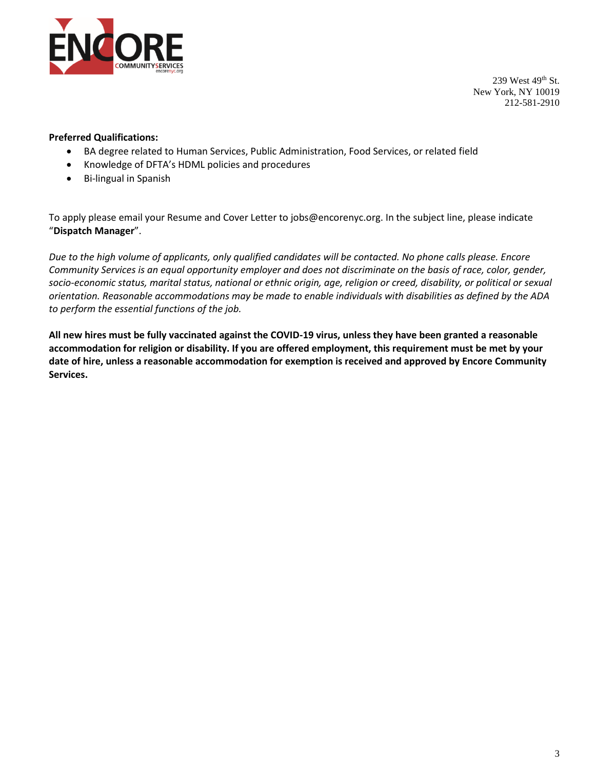239 West 49th St.
New York, NY 10019
212-581-2910

**Preferred Qualifications:**

- BA degree related to Human Services, Public Administration, Food Services, or related field
- Knowledge of DFTA's HDML policies and procedures
- Bi-lingual in Spanish

To apply please email your Resume and Cover Letter to jobs@encorenyc.org. In the subject line, please indicate "**Dispatch Manager**".

*Due to the high volume of applicants, only qualified candidates will be contacted. No phone calls please. Encore Community Services is an equal opportunity employer and does not discriminate on the basis of race, color, gender, socio-economic status, marital status, national or ethnic origin, age, religion or creed, disability, or political or sexual orientation. Reasonable accommodations may be made to enable individuals with disabilities as defined by the ADA to perform the essential functions of the job.*

**All new hires must be fully vaccinated against the COVID-19 virus, unless they have been granted a reasonable accommodation for religion or disability. If you are offered employment, this requirement must be met by your date of hire, unless a reasonable accommodation for exemption is received and approved by Encore Community Services.**